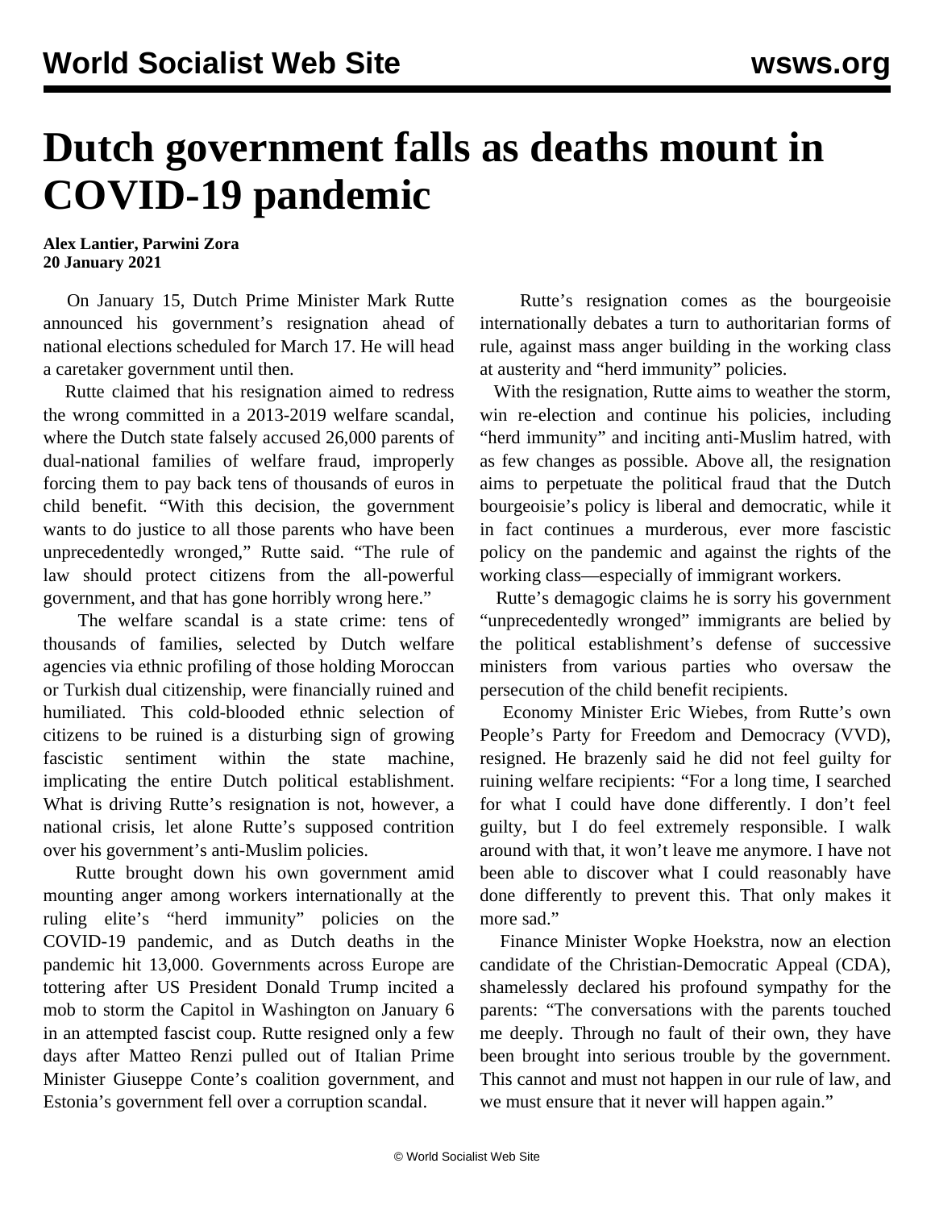# Dutch government falls as deaths mount in COVID-19 pandemic

**Alex Lantier, Parwini Zora**
**20 January 2021**

On January 15, Dutch Prime Minister Mark Rutte announced his government's resignation ahead of national elections scheduled for March 17. He will head a caretaker government until then.

Rutte claimed that his resignation aimed to redress the wrong committed in a 2013-2019 welfare scandal, where the Dutch state falsely accused 26,000 parents of dual-national families of welfare fraud, improperly forcing them to pay back tens of thousands of euros in child benefit. "With this decision, the government wants to do justice to all those parents who have been unprecedentedly wronged," Rutte said. "The rule of law should protect citizens from the all-powerful government, and that has gone horribly wrong here."

The welfare scandal is a state crime: tens of thousands of families, selected by Dutch welfare agencies via ethnic profiling of those holding Moroccan or Turkish dual citizenship, were financially ruined and humiliated. This cold-blooded ethnic selection of citizens to be ruined is a disturbing sign of growing fascistic sentiment within the state machine, implicating the entire Dutch political establishment. What is driving Rutte's resignation is not, however, a national crisis, let alone Rutte's supposed contrition over his government's anti-Muslim policies.

Rutte brought down his own government amid mounting anger among workers internationally at the ruling elite's "herd immunity" policies on the COVID-19 pandemic, and as Dutch deaths in the pandemic hit 13,000. Governments across Europe are tottering after US President Donald Trump incited a mob to storm the Capitol in Washington on January 6 in an attempted fascist coup. Rutte resigned only a few days after Matteo Renzi pulled out of Italian Prime Minister Giuseppe Conte's coalition government, and Estonia's government fell over a corruption scandal.

Rutte's resignation comes as the bourgeoisie internationally debates a turn to authoritarian forms of rule, against mass anger building in the working class at austerity and "herd immunity" policies.

With the resignation, Rutte aims to weather the storm, win re-election and continue his policies, including "herd immunity" and inciting anti-Muslim hatred, with as few changes as possible. Above all, the resignation aims to perpetuate the political fraud that the Dutch bourgeoisie's policy is liberal and democratic, while it in fact continues a murderous, ever more fascistic policy on the pandemic and against the rights of the working class—especially of immigrant workers.

Rutte's demagogic claims he is sorry his government "unprecedentedly wronged" immigrants are belied by the political establishment's defense of successive ministers from various parties who oversaw the persecution of the child benefit recipients.

Economy Minister Eric Wiebes, from Rutte's own People's Party for Freedom and Democracy (VVD), resigned. He brazenly said he did not feel guilty for ruining welfare recipients: "For a long time, I searched for what I could have done differently. I don't feel guilty, but I do feel extremely responsible. I walk around with that, it won't leave me anymore. I have not been able to discover what I could reasonably have done differently to prevent this. That only makes it more sad."

Finance Minister Wopke Hoekstra, now an election candidate of the Christian-Democratic Appeal (CDA), shamelessly declared his profound sympathy for the parents: "The conversations with the parents touched me deeply. Through no fault of their own, they have been brought into serious trouble by the government. This cannot and must not happen in our rule of law, and we must ensure that it never will happen again."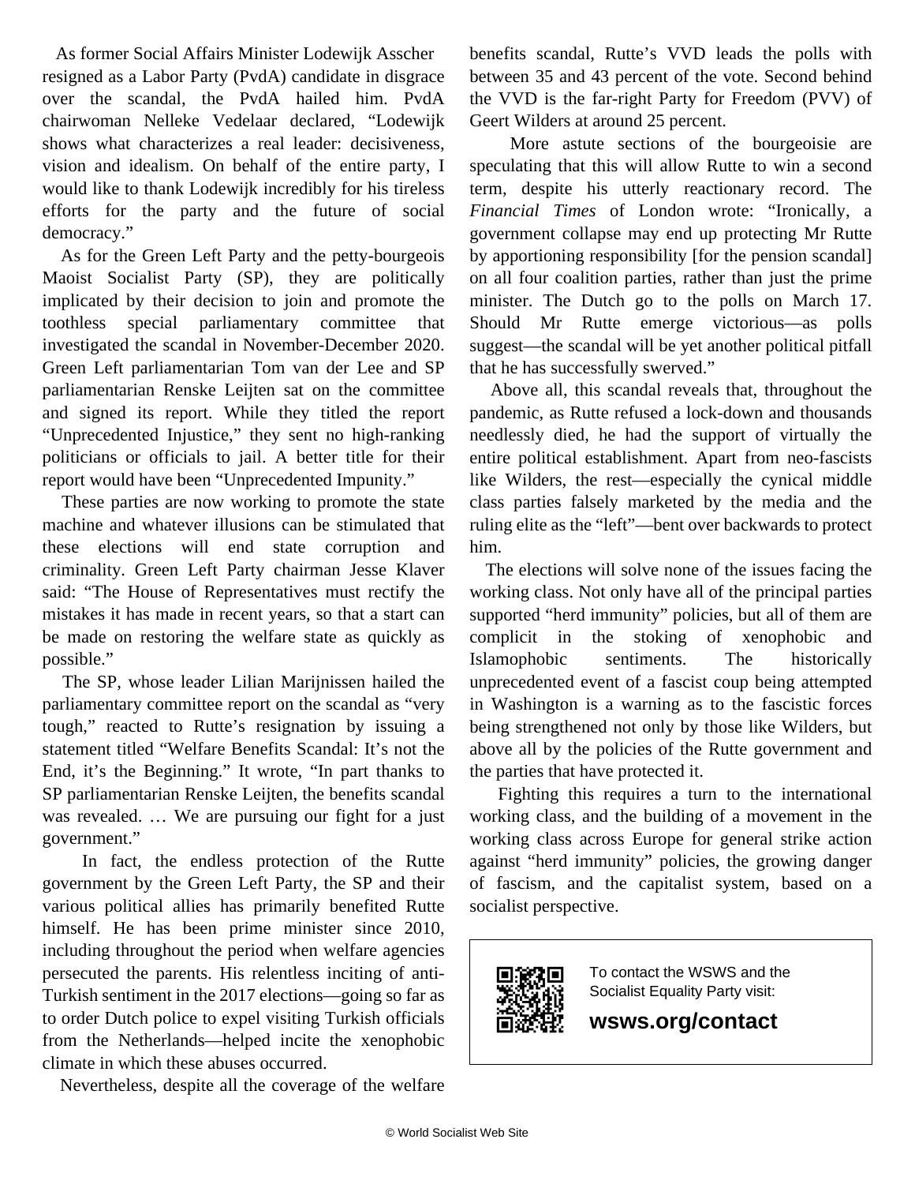As former Social Affairs Minister Lodewijk Asscher resigned as a Labor Party (PvdA) candidate in disgrace over the scandal, the PvdA hailed him. PvdA chairwoman Nelleke Vedelaar declared, “Lodewijk shows what characterizes a real leader: decisiveness, vision and idealism. On behalf of the entire party, I would like to thank Lodewijk incredibly for his tireless efforts for the party and the future of social democracy.”

As for the Green Left Party and the petty-bourgeois Maoist Socialist Party (SP), they are politically implicated by their decision to join and promote the toothless special parliamentary committee that investigated the scandal in November-December 2020. Green Left parliamentarian Tom van der Lee and SP parliamentarian Renske Leijten sat on the committee and signed its report. While they titled the report “Unprecedented Injustice,” they sent no high-ranking politicians or officials to jail. A better title for their report would have been “Unprecedented Impunity.”

These parties are now working to promote the state machine and whatever illusions can be stimulated that these elections will end state corruption and criminality. Green Left Party chairman Jesse Klaver said: “The House of Representatives must rectify the mistakes it has made in recent years, so that a start can be made on restoring the welfare state as quickly as possible.”

The SP, whose leader Lilian Marijnissen hailed the parliamentary committee report on the scandal as “very tough,” reacted to Rutte’s resignation by issuing a statement titled “Welfare Benefits Scandal: It’s not the End, it’s the Beginning.” It wrote, “In part thanks to SP parliamentarian Renske Leijten, the benefits scandal was revealed. … We are pursuing our fight for a just government.”

In fact, the endless protection of the Rutte government by the Green Left Party, the SP and their various political allies has primarily benefited Rutte himself. He has been prime minister since 2010, including throughout the period when welfare agencies persecuted the parents. His relentless inciting of anti-Turkish sentiment in the 2017 elections—going so far as to order Dutch police to expel visiting Turkish officials from the Netherlands—helped incite the xenophobic climate in which these abuses occurred.

Nevertheless, despite all the coverage of the welfare benefits scandal, Rutte’s VVD leads the polls with between 35 and 43 percent of the vote. Second behind the VVD is the far-right Party for Freedom (PVV) of Geert Wilders at around 25 percent.

More astute sections of the bourgeoisie are speculating that this will allow Rutte to win a second term, despite his utterly reactionary record. The *Financial Times* of London wrote: “Ironically, a government collapse may end up protecting Mr Rutte by apportioning responsibility [for the pension scandal] on all four coalition parties, rather than just the prime minister. The Dutch go to the polls on March 17. Should Mr Rutte emerge victorious—as polls suggest—the scandal will be yet another political pitfall that he has successfully swerved.”

Above all, this scandal reveals that, throughout the pandemic, as Rutte refused a lock-down and thousands needlessly died, he had the support of virtually the entire political establishment. Apart from neo-fascists like Wilders, the rest—especially the cynical middle class parties falsely marketed by the media and the ruling elite as the “left”—bent over backwards to protect him.

The elections will solve none of the issues facing the working class. Not only have all of the principal parties supported “herd immunity” policies, but all of them are complicit in the stoking of xenophobic and Islamophobic sentiments. The historically unprecedented event of a fascist coup being attempted in Washington is a warning as to the fascistic forces being strengthened not only by those like Wilders, but above all by the policies of the Rutte government and the parties that have protected it.

Fighting this requires a turn to the international working class, and the building of a movement in the working class across Europe for general strike action against “herd immunity” policies, the growing danger of fascism, and the capitalist system, based on a socialist perspective.

To contact the WSWS and the Socialist Equality Party visit:

**wsws.org/contact**